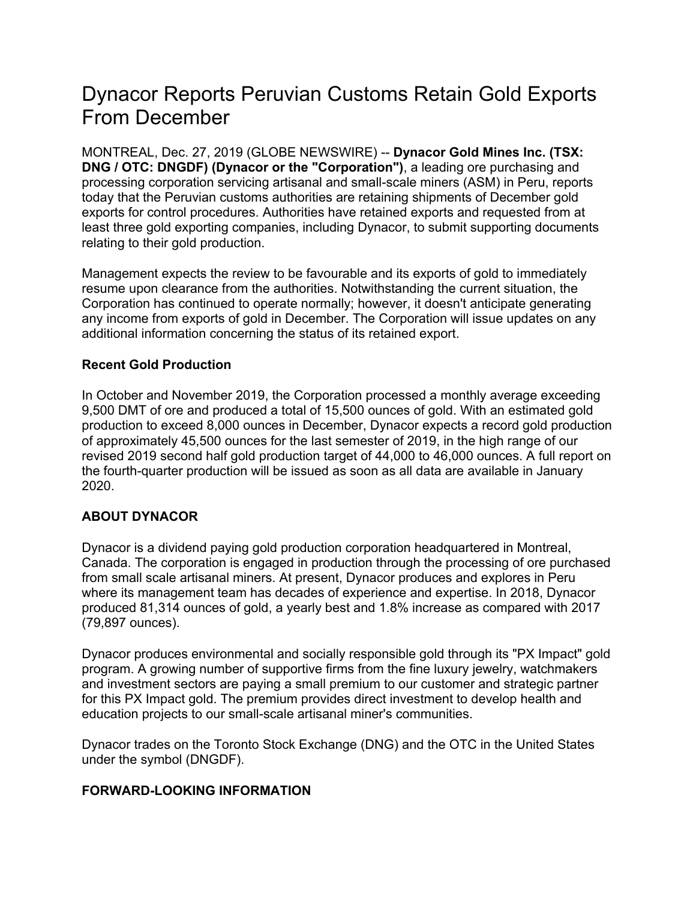# Dynacor Reports Peruvian Customs Retain Gold Exports From December

MONTREAL, Dec. 27, 2019 (GLOBE NEWSWIRE) -- **Dynacor Gold Mines Inc. (TSX: DNG / OTC: DNGDF) (Dynacor or the "Corporation")**, a leading ore purchasing and processing corporation servicing artisanal and small-scale miners (ASM) in Peru, reports today that the Peruvian customs authorities are retaining shipments of December gold exports for control procedures. Authorities have retained exports and requested from at least three gold exporting companies, including Dynacor, to submit supporting documents relating to their gold production.

Management expects the review to be favourable and its exports of gold to immediately resume upon clearance from the authorities. Notwithstanding the current situation, the Corporation has continued to operate normally; however, it doesn't anticipate generating any income from exports of gold in December. The Corporation will issue updates on any additional information concerning the status of its retained export.

**Recent Gold Production**

In October and November 2019, the Corporation processed a monthly average exceeding 9,500 DMT of ore and produced a total of 15,500 ounces of gold. With an estimated gold production to exceed 8,000 ounces in December, Dynacor expects a record gold production of approximately 45,500 ounces for the last semester of 2019, in the high range of our revised 2019 second half gold production target of 44,000 to 46,000 ounces. A full report on the fourth-quarter production will be issued as soon as all data are available in January 2020.

**ABOUT DYNACOR**

Dynacor is a dividend paying gold production corporation headquartered in Montreal, Canada. The corporation is engaged in production through the processing of ore purchased from small scale artisanal miners. At present, Dynacor produces and explores in Peru where its management team has decades of experience and expertise. In 2018, Dynacor produced 81,314 ounces of gold, a yearly best and 1.8% increase as compared with 2017 (79,897 ounces).

Dynacor produces environmental and socially responsible gold through its "PX Impact" gold program. A growing number of supportive firms from the fine luxury jewelry, watchmakers and investment sectors are paying a small premium to our customer and strategic partner for this PX Impact gold. The premium provides direct investment to develop health and education projects to our small-scale artisanal miner's communities.

Dynacor trades on the Toronto Stock Exchange (DNG) and the OTC in the United States under the symbol (DNGDF).

**FORWARD-LOOKING INFORMATION**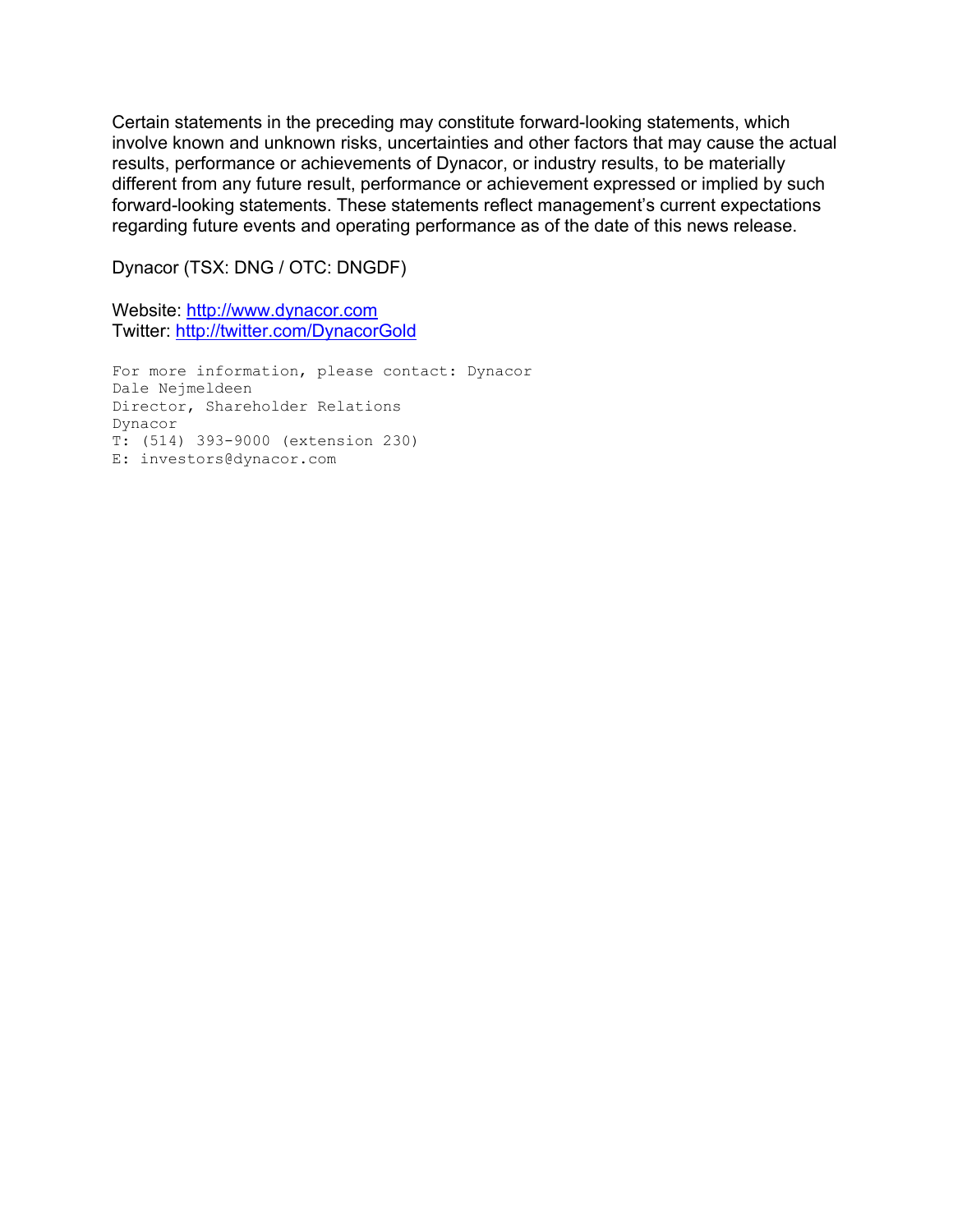Certain statements in the preceding may constitute forward-looking statements, which involve known and unknown risks, uncertainties and other factors that may cause the actual results, performance or achievements of Dynacor, or industry results, to be materially different from any future result, performance or achievement expressed or implied by such forward-looking statements. These statements reflect management's current expectations regarding future events and operating performance as of the date of this news release.

Dynacor (TSX: DNG / OTC: DNGDF)

Website: http://www.dynacor.com
Twitter: http://twitter.com/DynacorGold

```
For more information, please contact: Dynacor
Dale Nejmeldeen
Director, Shareholder Relations
Dynacor
T: (514) 393-9000 (extension 230)
E: investors@dynacor.com
```